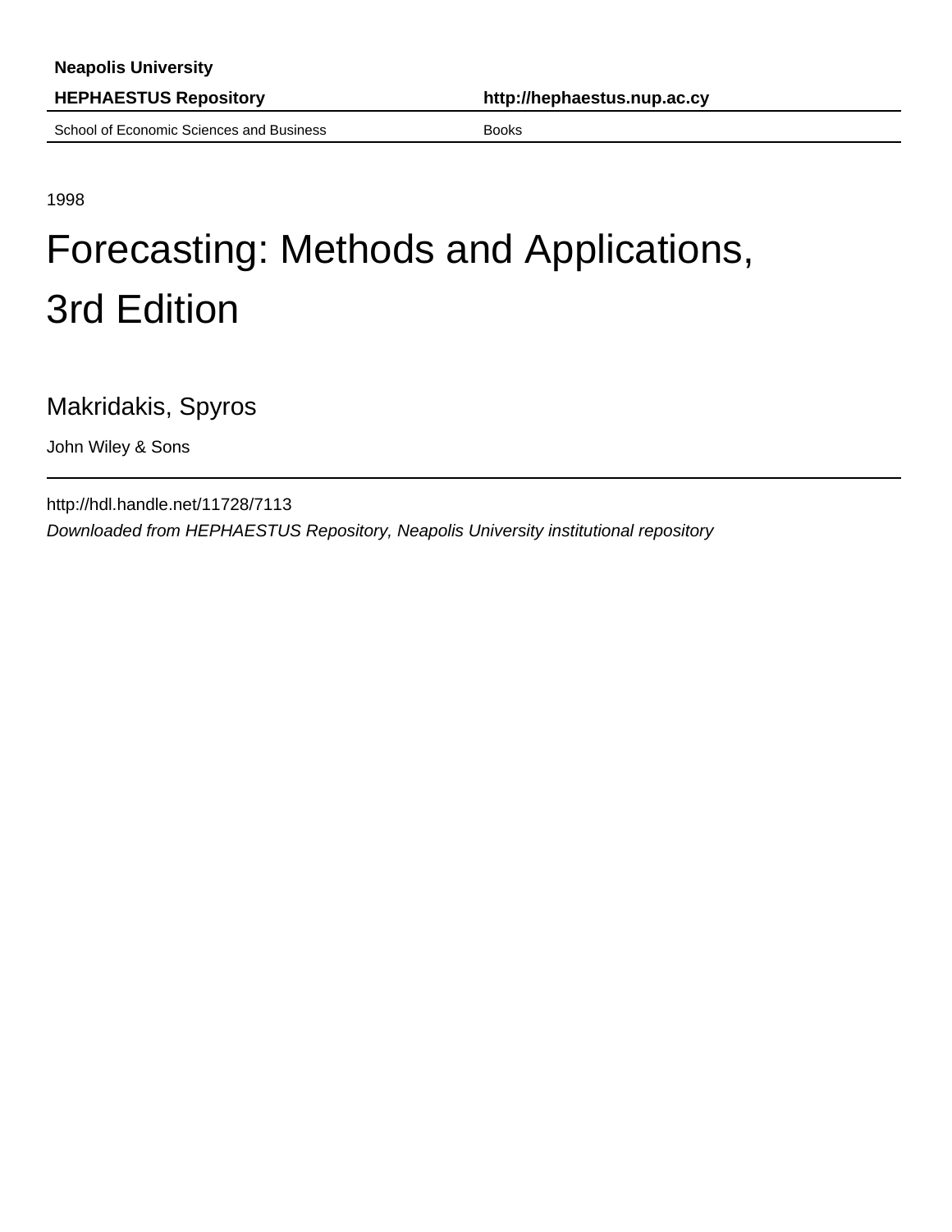**Neapolis University**

**HEPHAESTUS Repository** | **http://hephaestus.nup.ac.cy**

School of Economic Sciences and Business | Books

1998

# Forecasting: Methods and Applications, 3rd Edition

Makridakis, Spyros

John Wiley & Sons

http://hdl.handle.net/11728/7113

*Downloaded from HEPHAESTUS Repository, Neapolis University institutional repository*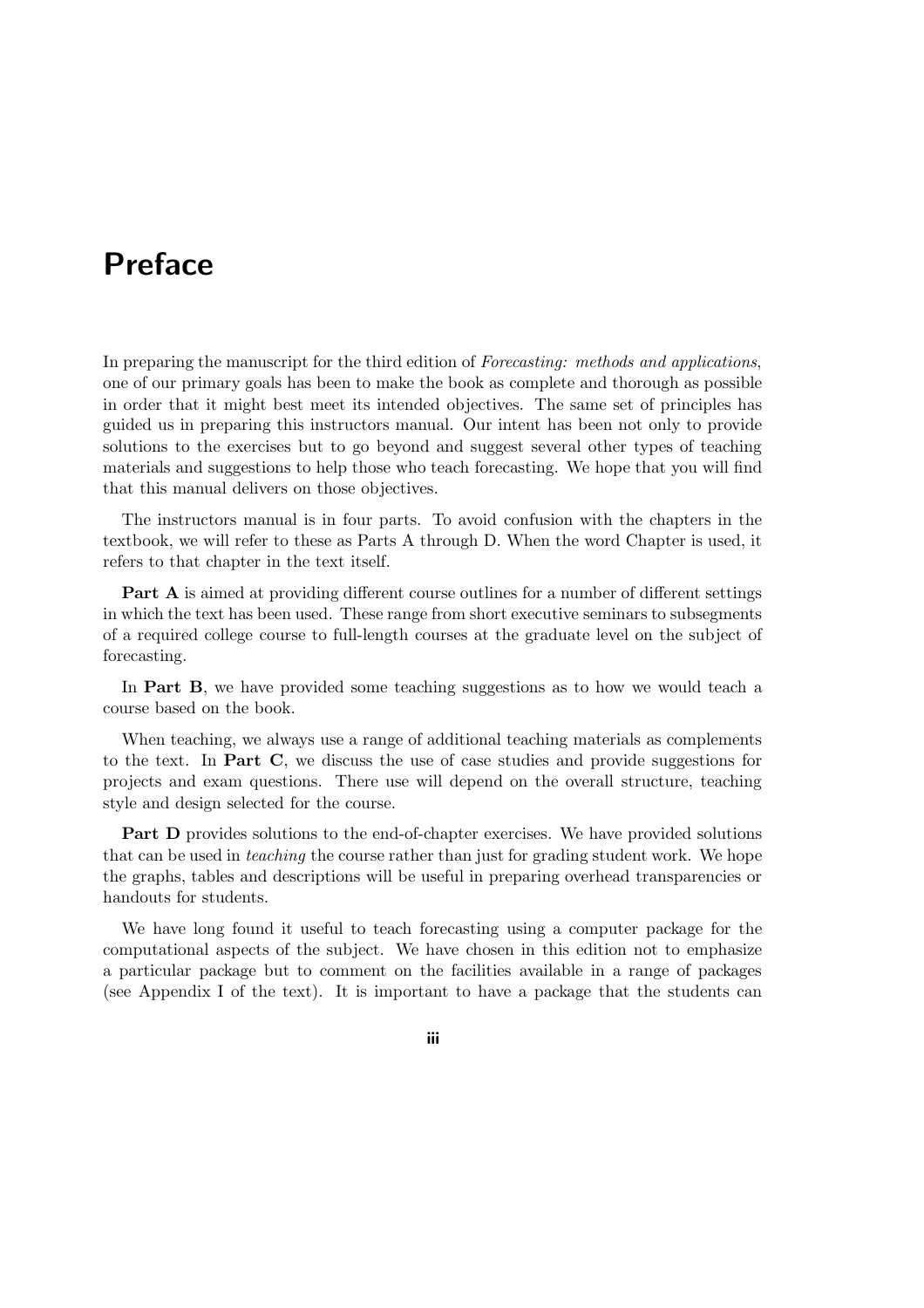# Preface

In preparing the manuscript for the third edition of *Forecasting: methods and applications*, one of our primary goals has been to make the book as complete and thorough as possible in order that it might best meet its intended objectives. The same set of principles has guided us in preparing this instructors manual. Our intent has been not only to provide solutions to the exercises but to go beyond and suggest several other types of teaching materials and suggestions to help those who teach forecasting. We hope that you will find that this manual delivers on those objectives.

The instructors manual is in four parts. To avoid confusion with the chapters in the textbook, we will refer to these as Parts A through D. When the word Chapter is used, it refers to that chapter in the text itself.

**Part A** is aimed at providing different course outlines for a number of different settings in which the text has been used. These range from short executive seminars to subsegments of a required college course to full-length courses at the graduate level on the subject of forecasting.

In **Part B**, we have provided some teaching suggestions as to how we would teach a course based on the book.

When teaching, we always use a range of additional teaching materials as complements to the text. In **Part C**, we discuss the use of case studies and provide suggestions for projects and exam questions. There use will depend on the overall structure, teaching style and design selected for the course.

**Part D** provides solutions to the end-of-chapter exercises. We have provided solutions that can be used in *teaching* the course rather than just for grading student work. We hope the graphs, tables and descriptions will be useful in preparing overhead transparencies or handouts for students.

We have long found it useful to teach forecasting using a computer package for the computational aspects of the subject. We have chosen in this edition not to emphasize a particular package but to comment on the facilities available in a range of packages (see Appendix I of the text). It is important to have a package that the students can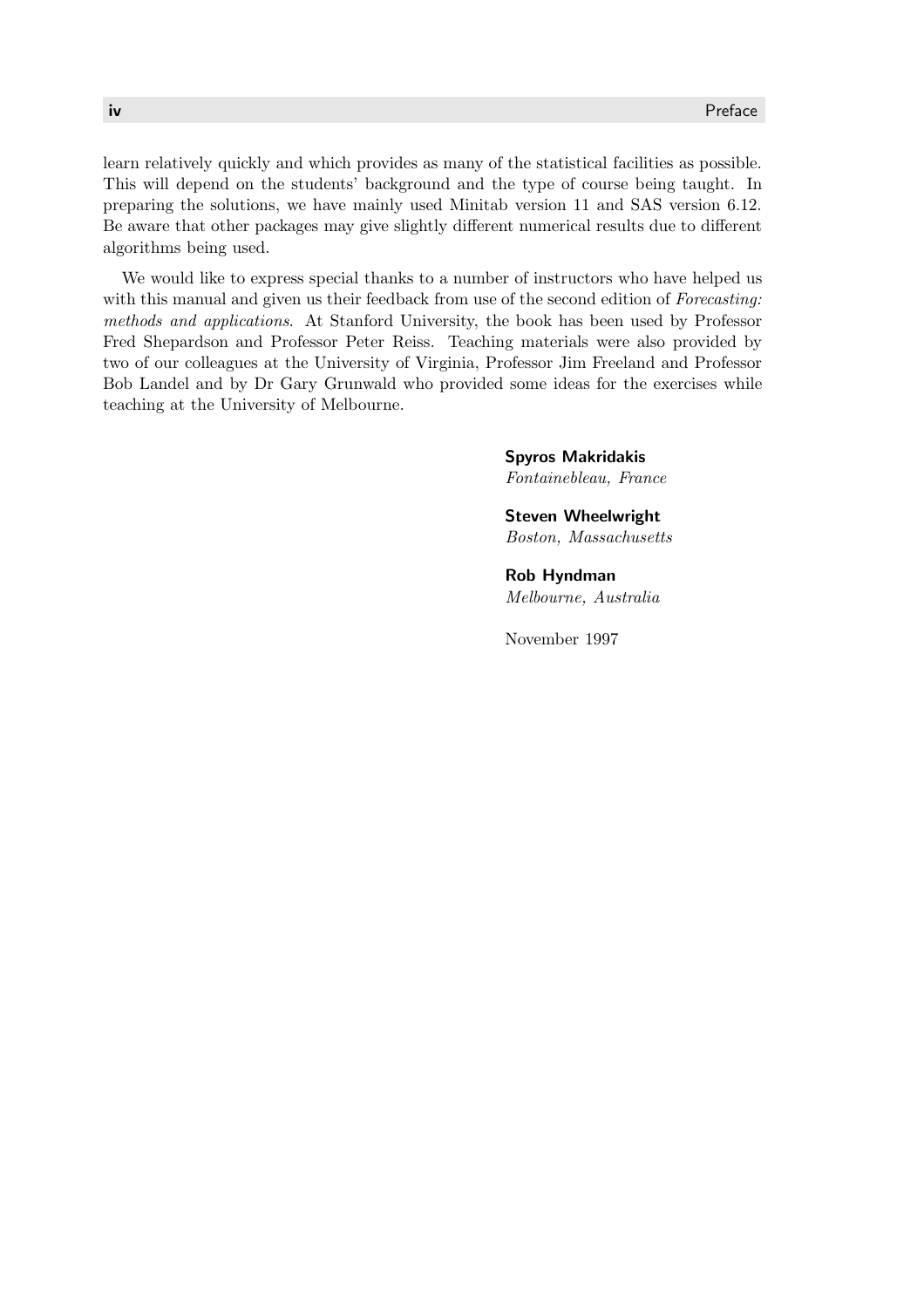learn relatively quickly and which provides as many of the statistical facilities as possible. This will depend on the students' background and the type of course being taught. In preparing the solutions, we have mainly used Minitab version 11 and SAS version 6.12. Be aware that other packages may give slightly different numerical results due to different algorithms being used.

We would like to express special thanks to a number of instructors who have helped us with this manual and given us their feedback from use of the second edition of *Forecasting: methods and applications*. At Stanford University, the book has been used by Professor Fred Shepardson and Professor Peter Reiss. Teaching materials were also provided by two of our colleagues at the University of Virginia, Professor Jim Freeland and Professor Bob Landel and by Dr Gary Grunwald who provided some ideas for the exercises while teaching at the University of Melbourne.

**Spyros Makridakis**
*Fontainebleau, France*

**Steven Wheelwright**
*Boston, Massachusetts*

**Rob Hyndman**
*Melbourne, Australia*

November 1997